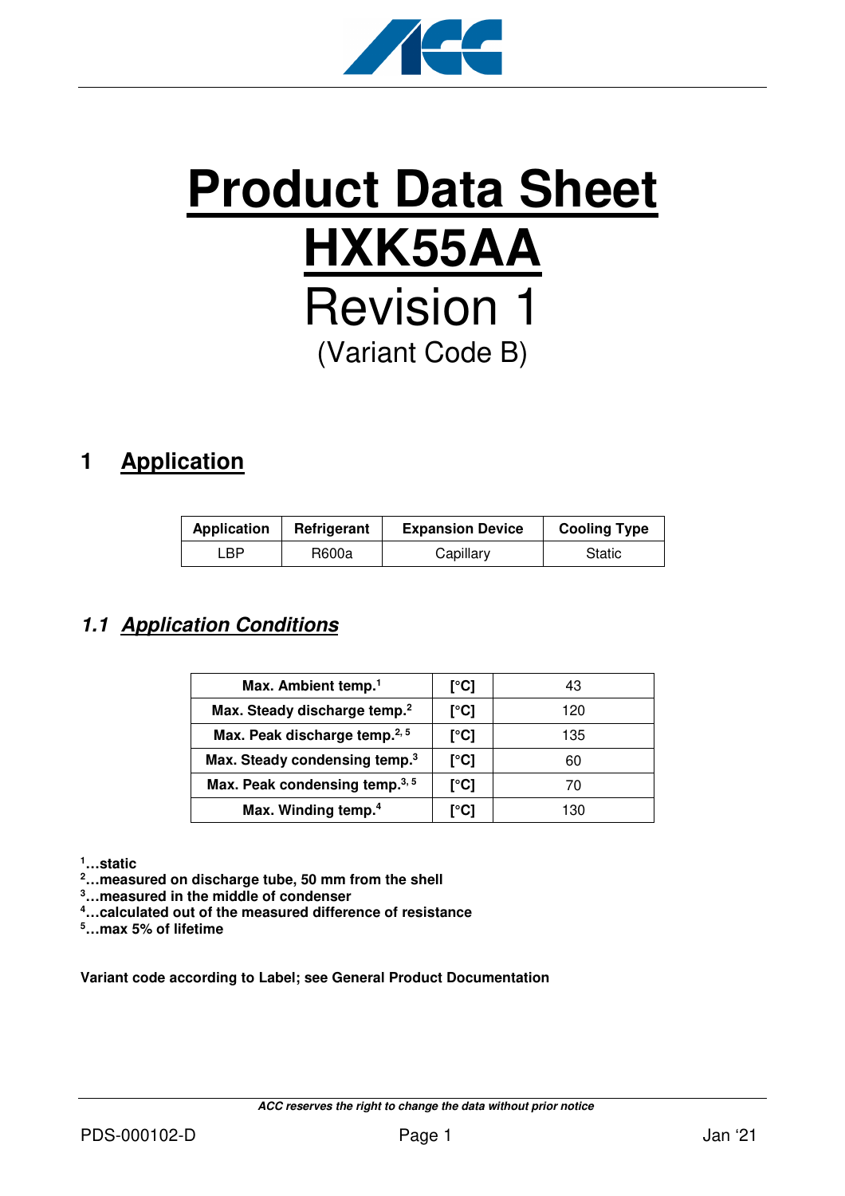# Product Data Sheet

# HXK55AA

Revision 1

(Variant Code B)

## 1 Application

| Application | Refrigerant | Expansion Device | Cooling Type |
|---|---|---|---|
| LBP | R600a | Capillary | Static |

### 1.1 Application Conditions

| Max. Ambient temp.[1] | [°C] | 43 |
|---|---|---|
| Max. Steady discharge temp.[2] | [°C] | 120 |
| Max. Peak discharge temp.[2, 5] | [°C] | 135 |
| Max. Steady condensing temp.[3] | [°C] | 60 |
| Max. Peak condensing temp.[3, 5] | [°C] | 70 |
| Max. Winding temp.[4] | [°C] | 130 |

**[1]…static**
**[2]…measured on discharge tube, 50 mm from the shell**
**[3]…measured in the middle of condenser**
**[4]…calculated out of the measured difference of resistance**
**[5]…max 5% of lifetime**

**Variant code according to Label; see General Product Documentation**

*ACC reserves the right to change the data without prior notice*

PDS-000102-D Jan '21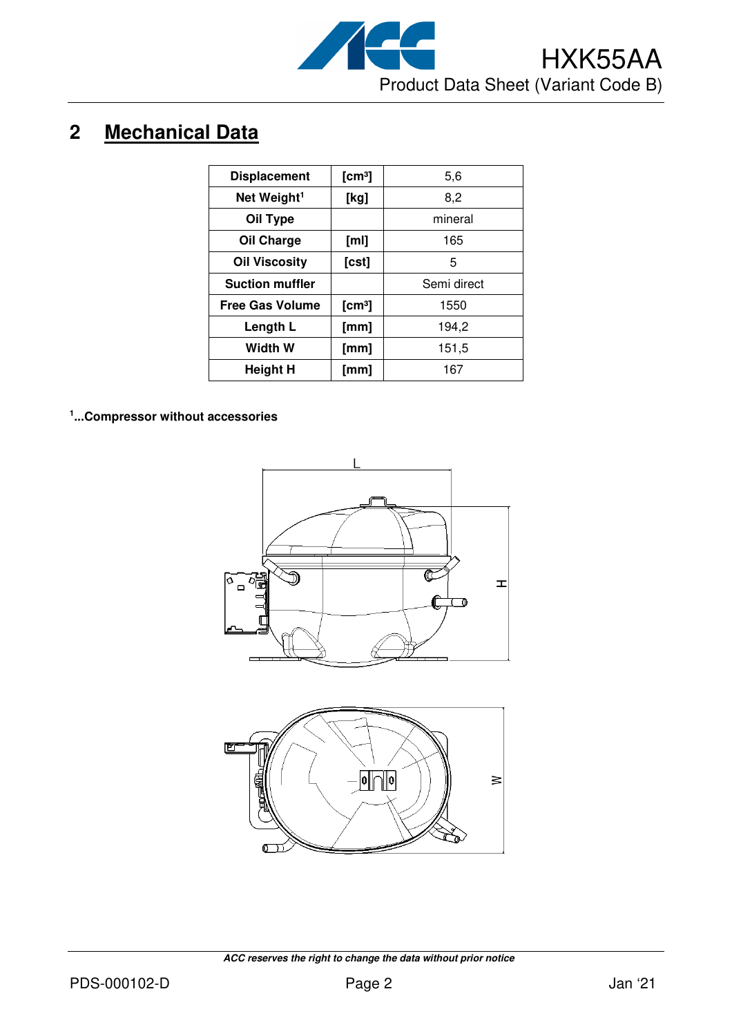## 2 Mechanical Data

| Displacement | [cm³] | 5,6 |
|---|---|---|
| Net Weight[1] | [kg] | 8,2 |
| Oil Type | | mineral |
| Oil Charge | [ml] | 165 |
| Oil Viscosity | [cst] | 5 |
| Suction muffler | | Semi direct |
| Free Gas Volume | [cm³] | 1550 |
| Length L | [mm] | 194,2 |
| Width W | [mm] | 151,5 |
| Height H | [mm] | 167 |

**[1]...Compressor without accessories**

L

H

W

***ACC reserves the right to change the data without prior notice***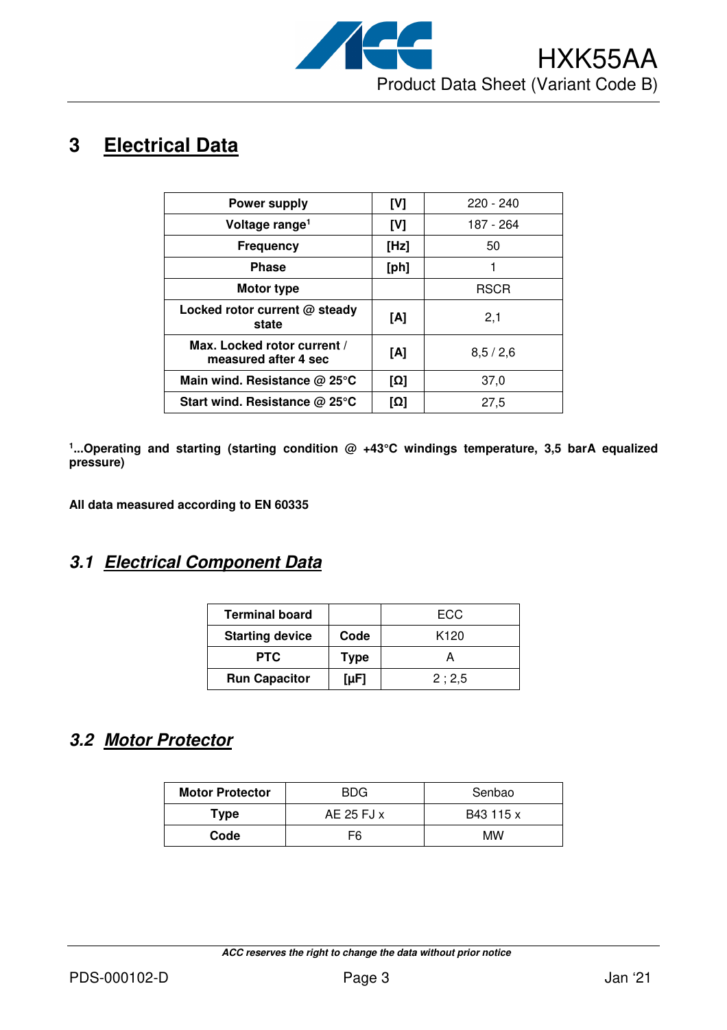# 3 Electrical Data

| Power supply | [V] | 220 - 240 |
|---|---|---|
| Voltage range[1] | [V] | 187 - 264 |
| Frequency | [Hz] | 50 |
| Phase | [ph] | 1 |
| Motor type | | RSCR |
| Locked rotor current @ steady state | [A] | 2,1 |
| Max. Locked rotor current / measured after 4 sec | [A] | 8,5 / 2,6 |
| Main wind. Resistance @ 25°C | [Ω] | 37,0 |
| Start wind. Resistance @ 25°C | [Ω] | 27,5 |

**[1]...Operating and starting (starting condition @ +43°C windings temperature, 3,5 barA equalized pressure)**

**All data measured according to EN 60335**

## 3.1 Electrical Component Data

| Terminal board | | ECC |
|---|---|---|
| Starting device | Code | K120 |
| PTC | Type | A |
| Run Capacitor | [μF] | 2 ; 2,5 |

## 3.2 Motor Protector

| Motor Protector | BDG | Senbao |
|---|---|---|
| Type | AE 25 FJ x | B43 115 x |
| Code | F6 | MW |

*ACC reserves the right to change the data without prior notice*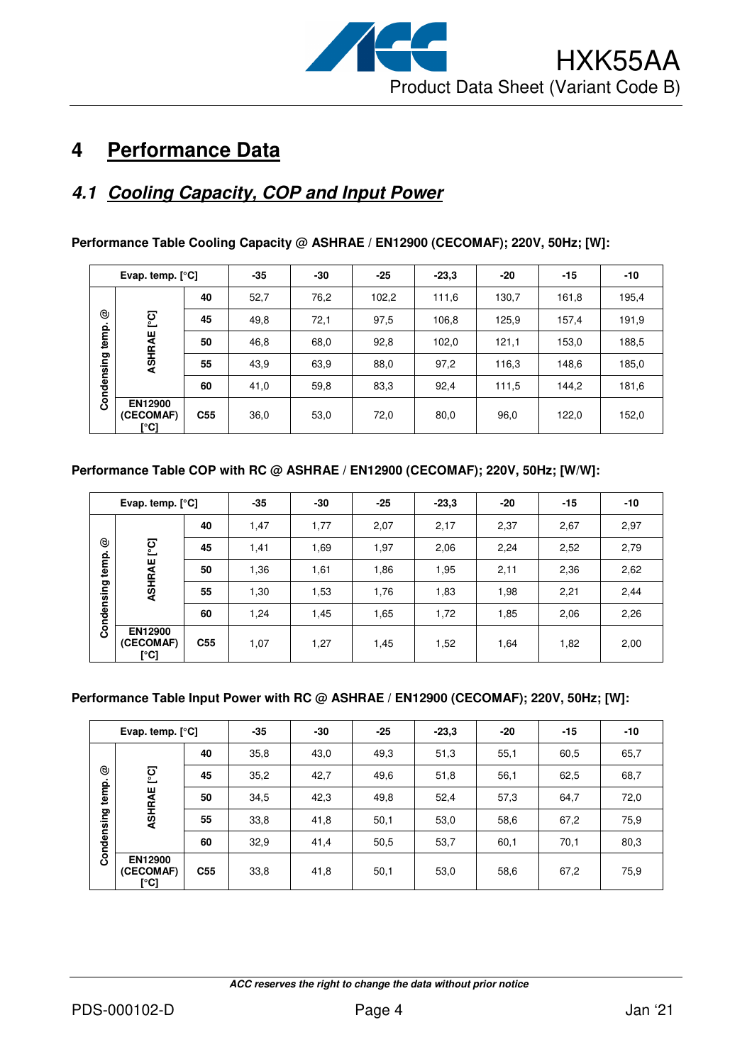# 4 Performance Data

## 4.1 Cooling Capacity, COP and Input Power

**Performance Table Cooling Capacity @ ASHRAE / EN12900 (CECOMAF); 220V, 50Hz; [W]:**

| Evap. temp. [°C] | | | -35 | -30 | -25 | -23,3 | -20 | -15 | -10 |
|---|---|---|---|---|---|---|---|---|---|
| Condensing temp. @ | ASHRAE [°C] | 40 | 52,7 | 76,2 | 102,2 | 111,6 | 130,7 | 161,8 | 195,4 |
| | | 45 | 49,8 | 72,1 | 97,5 | 106,8 | 125,9 | 157,4 | 191,9 |
| | | 50 | 46,8 | 68,0 | 92,8 | 102,0 | 121,1 | 153,0 | 188,5 |
| | | 55 | 43,9 | 63,9 | 88,0 | 97,2 | 116,3 | 148,6 | 185,0 |
| | | 60 | 41,0 | 59,8 | 83,3 | 92,4 | 111,5 | 144,2 | 181,6 |
| | EN12900 (CECOMAF) [°C] | C55 | 36,0 | 53,0 | 72,0 | 80,0 | 96,0 | 122,0 | 152,0 |

**Performance Table COP with RC @ ASHRAE / EN12900 (CECOMAF); 220V, 50Hz; [W/W]:**

| Evap. temp. [°C] | | | -35 | -30 | -25 | -23,3 | -20 | -15 | -10 |
|---|---|---|---|---|---|---|---|---|---|
| Condensing temp. @ | ASHRAE [°C] | 40 | 1,47 | 1,77 | 2,07 | 2,17 | 2,37 | 2,67 | 2,97 |
| | | 45 | 1,41 | 1,69 | 1,97 | 2,06 | 2,24 | 2,52 | 2,79 |
| | | 50 | 1,36 | 1,61 | 1,86 | 1,95 | 2,11 | 2,36 | 2,62 |
| | | 55 | 1,30 | 1,53 | 1,76 | 1,83 | 1,98 | 2,21 | 2,44 |
| | | 60 | 1,24 | 1,45 | 1,65 | 1,72 | 1,85 | 2,06 | 2,26 |
| | EN12900 (CECOMAF) [°C] | C55 | 1,07 | 1,27 | 1,45 | 1,52 | 1,64 | 1,82 | 2,00 |

**Performance Table Input Power with RC @ ASHRAE / EN12900 (CECOMAF); 220V, 50Hz; [W]:**

| Evap. temp. [°C] | | | -35 | -30 | -25 | -23,3 | -20 | -15 | -10 |
|---|---|---|---|---|---|---|---|---|---|
| Condensing temp. @ | ASHRAE [°C] | 40 | 35,8 | 43,0 | 49,3 | 51,3 | 55,1 | 60,5 | 65,7 |
| | | 45 | 35,2 | 42,7 | 49,6 | 51,8 | 56,1 | 62,5 | 68,7 |
| | | 50 | 34,5 | 42,3 | 49,8 | 52,4 | 57,3 | 64,7 | 72,0 |
| | | 55 | 33,8 | 41,8 | 50,1 | 53,0 | 58,6 | 67,2 | 75,9 |
| | | 60 | 32,9 | 41,4 | 50,5 | 53,7 | 60,1 | 70,1 | 80,3 |
| | EN12900 (CECOMAF) [°C] | C55 | 33,8 | 41,8 | 50,1 | 53,0 | 58,6 | 67,2 | 75,9 |

*ACC reserves the right to change the data without prior notice*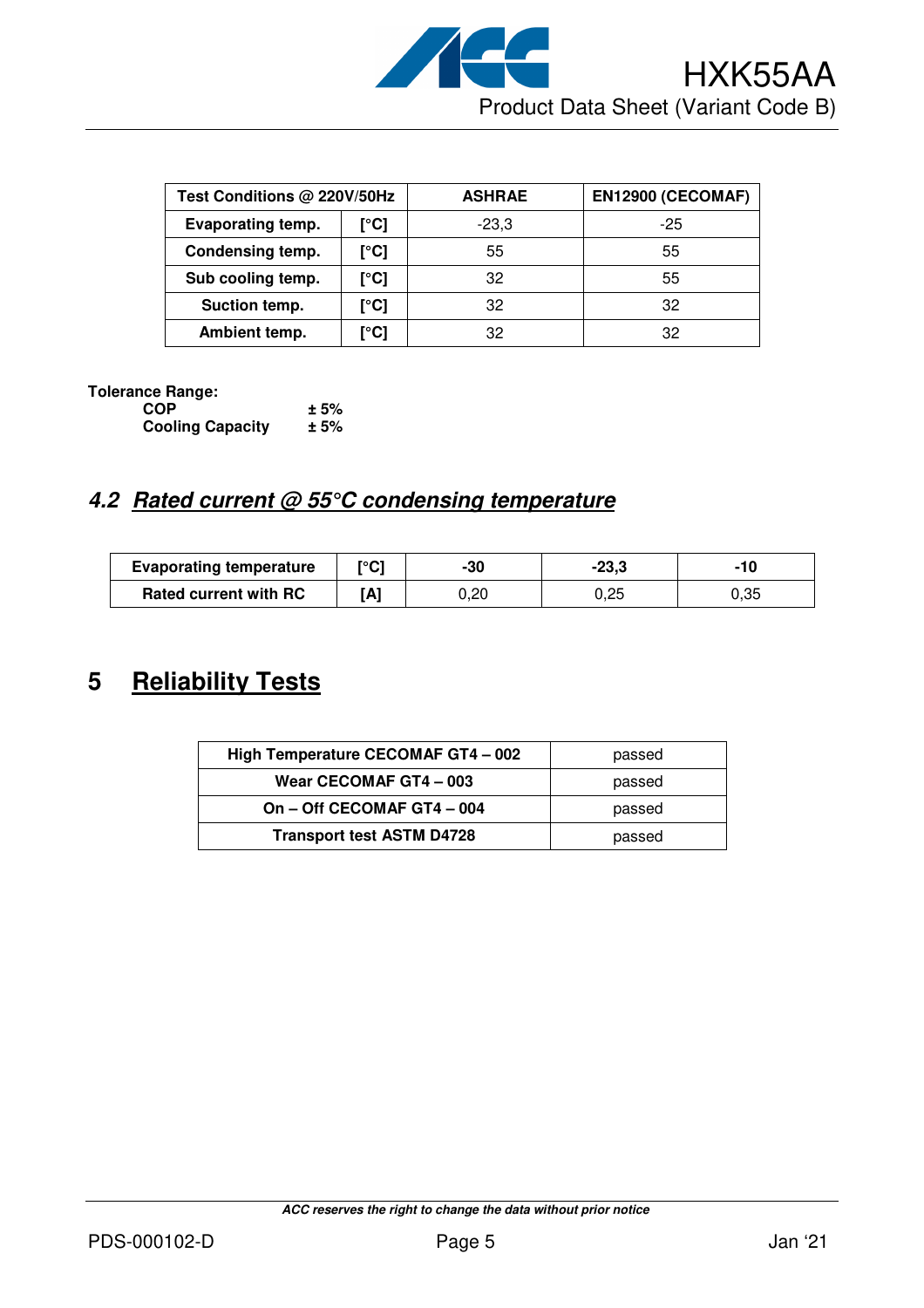| Test Conditions @ 220V/50Hz | | ASHRAE | EN12900 (CECOMAF) |
|---|---|---|---|
| Evaporating temp. | [°C] | -23,3 | -25 |
| Condensing temp. | [°C] | 55 | 55 |
| Sub cooling temp. | [°C] | 32 | 55 |
| Suction temp. | [°C] | 32 | 32 |
| Ambient temp. | [°C] | 32 | 32 |

**Tolerance Range:**

**COP** ± 5%

**Cooling Capacity** ± 5%

### *4.2 Rated current @ 55°C condensing temperature*

| Evaporating temperature | [°C] | -30 | -23,3 | -10 |
|---|---|---|---|---|
| Rated current with RC | [A] | 0,20 | 0,25 | 0,35 |

## 5 Reliability Tests

| | |
|---|---|
| High Temperature CECOMAF GT4 – 002 | passed |
| Wear CECOMAF GT4 – 003 | passed |
| On – Off CECOMAF GT4 – 004 | passed |
| Transport test ASTM D4728 | passed |

*ACC reserves the right to change the data without prior notice*